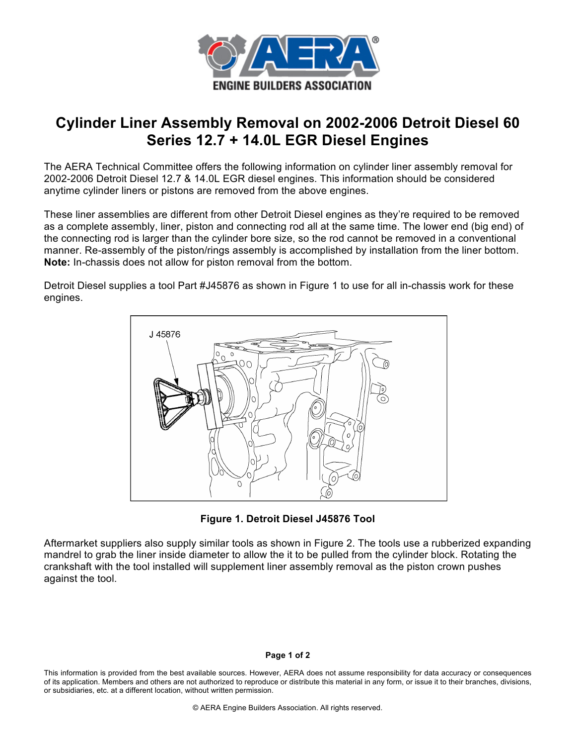# Cylinder Liner Assembly Removal on 2002-2006 Detroit Diesel 60 Series 12.7 + 14.0L EGR Diesel Engines

The AERA Technical Committee offers the following information on cylinder liner assembly removal for 2002-2006 Detroit Diesel 12.7 & 14.0L EGR diesel engines. This information should be considered anytime cylinder liners or pistons are removed from the above engines.

These liner assemblies are different from other Detroit Diesel engines as they're required to be removed as a complete assembly, liner, piston and connecting rod all at the same time. The lower end (big end) of the connecting rod is larger than the cylinder bore size, so the rod cannot be removed in a conventional manner. Re-assembly of the piston/rings assembly is accomplished by installation from the liner bottom. **Note:** In-chassis does not allow for piston removal from the bottom.

Detroit Diesel supplies a tool Part #J45876 as shown in Figure 1 to use for all in-chassis work for these engines.

**Figure 1. Detroit Diesel J45876 Tool**

Aftermarket suppliers also supply similar tools as shown in Figure 2. The tools use a rubberized expanding mandrel to grab the liner inside diameter to allow the it to be pulled from the cylinder block. Rotating the crankshaft with the tool installed will supplement liner assembly removal as the piston crown pushes against the tool.

This information is provided from the best available sources. However, AERA does not assume responsibility for data accuracy or consequences of its application. Members and others are not authorized to reproduce or distribute this material in any form, or issue it to their branches, divisions, or subsidiaries, etc. at a different location, without written permission.

© AERA Engine Builders Association. All rights reserved.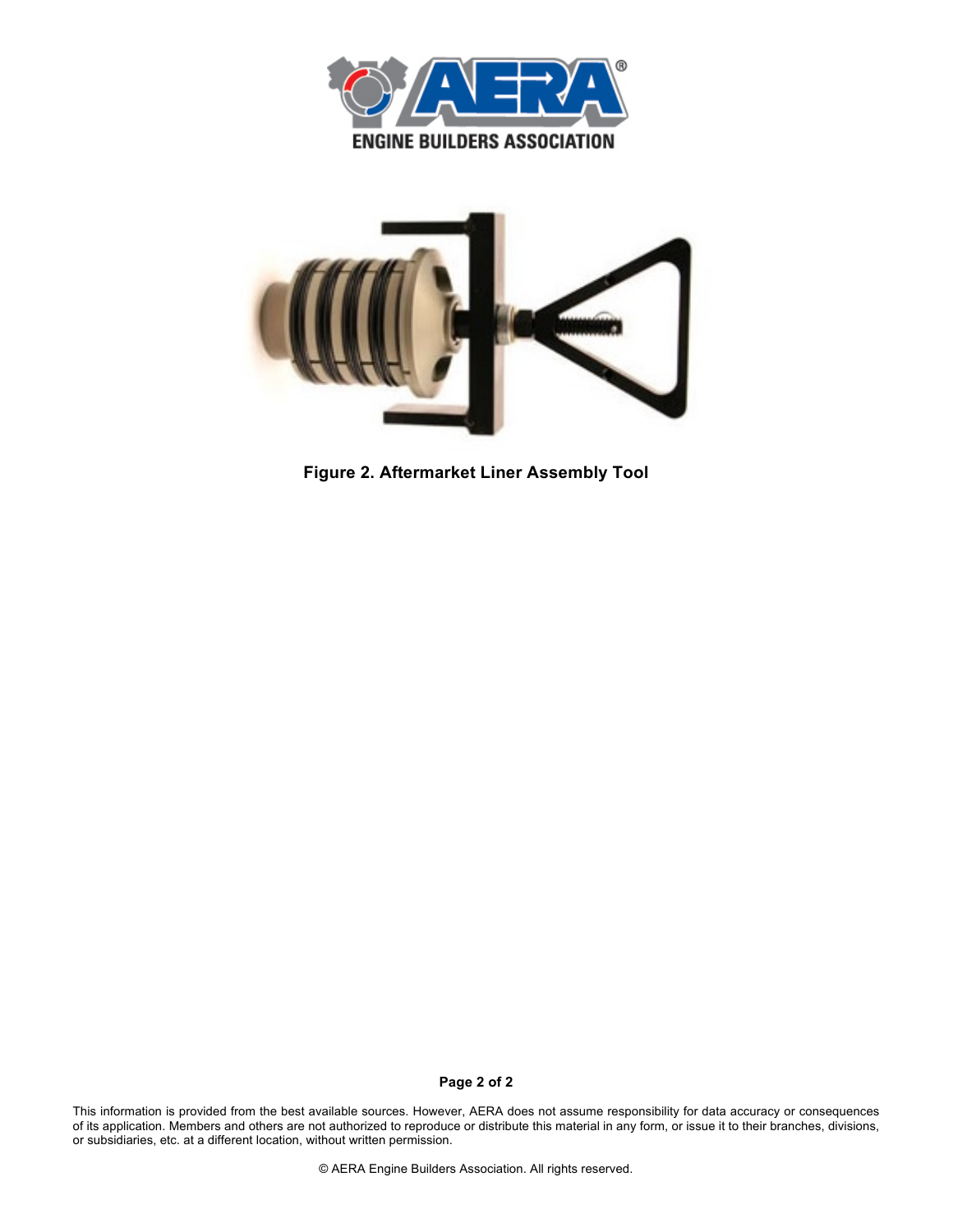**Figure 2. Aftermarket Liner Assembly Tool**

This information is provided from the best available sources. However, AERA does not assume responsibility for data accuracy or consequences of its application. Members and others are not authorized to reproduce or distribute this material in any form, or issue it to their branches, divisions, or subsidiaries, etc. at a different location, without written permission.

© AERA Engine Builders Association. All rights reserved.